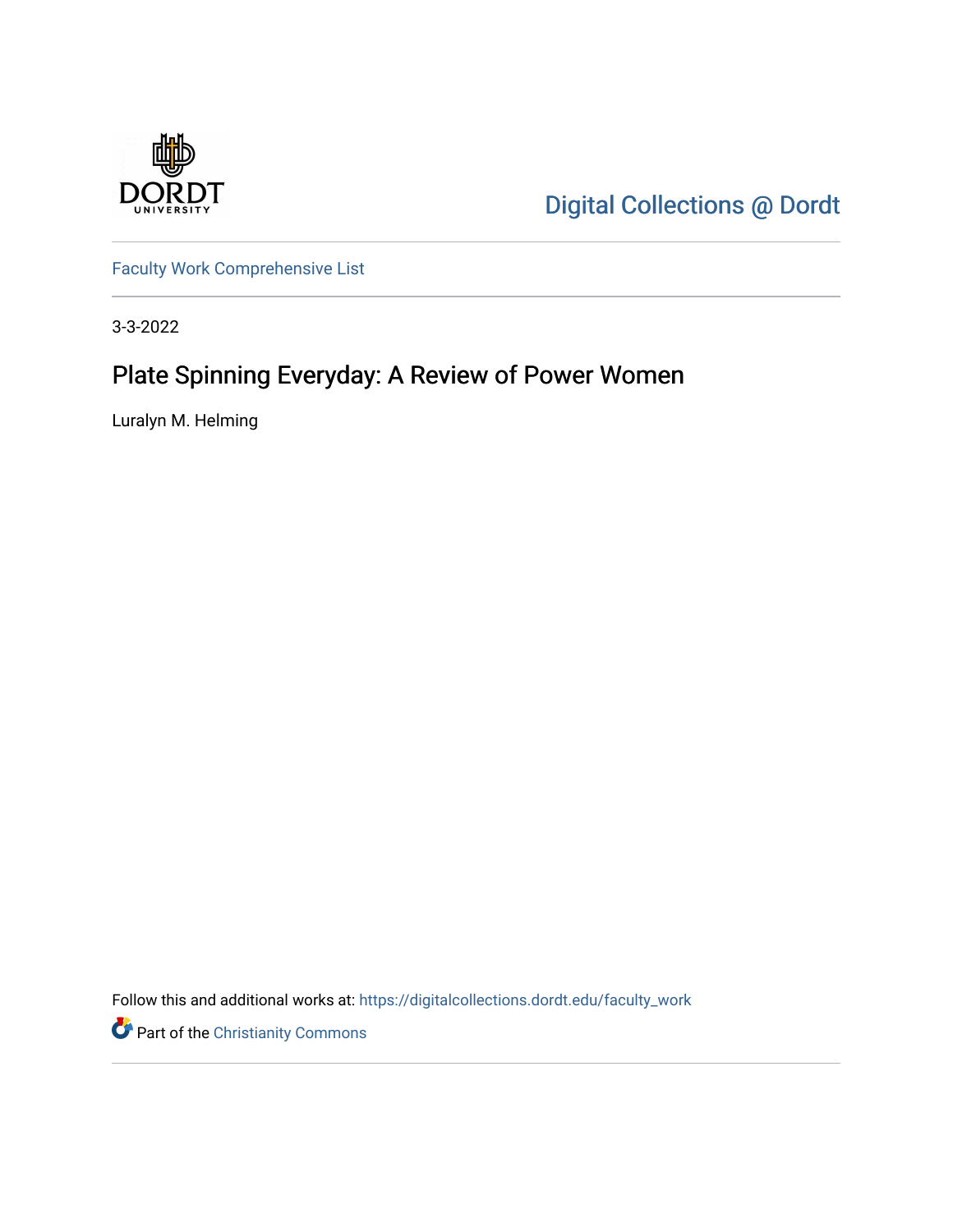Digital Collections @ Dordt

Faculty Work Comprehensive List

3-3-2022

# Plate Spinning Everyday: A Review of Power Women

Luralyn M. Helming

Follow this and additional works at: https://digitalcollections.dordt.edu/faculty_work

Part of the Christianity Commons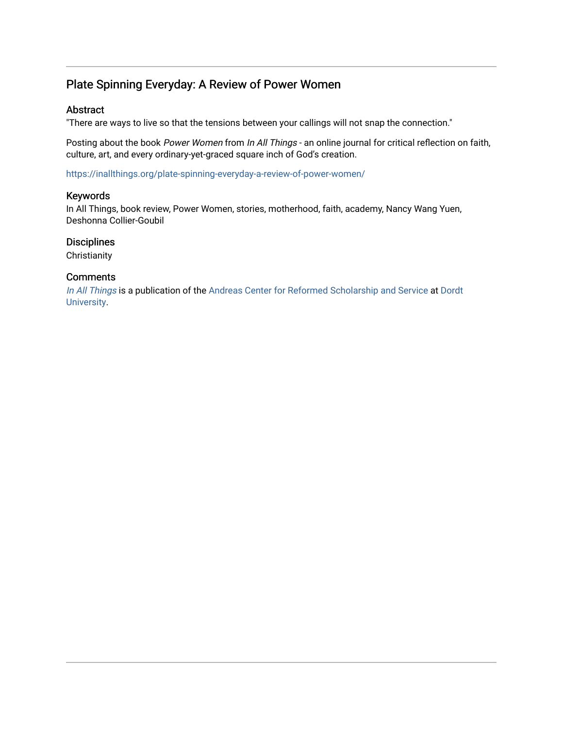# Plate Spinning Everyday: A Review of Power Women

## Abstract

"There are ways to live so that the tensions between your callings will not snap the connection."

Posting about the book *Power Women* from *In All Things* - an online journal for critical reflection on faith, culture, art, and every ordinary-yet-graced square inch of God's creation.

https://inallthings.org/plate-spinning-everyday-a-review-of-power-women/

## Keywords

In All Things, book review, Power Women, stories, motherhood, faith, academy, Nancy Wang Yuen, Deshonna Collier-Goubil

## Disciplines

Christianity

## Comments

*In All Things* is a publication of the Andreas Center for Reformed Scholarship and Service at Dordt University.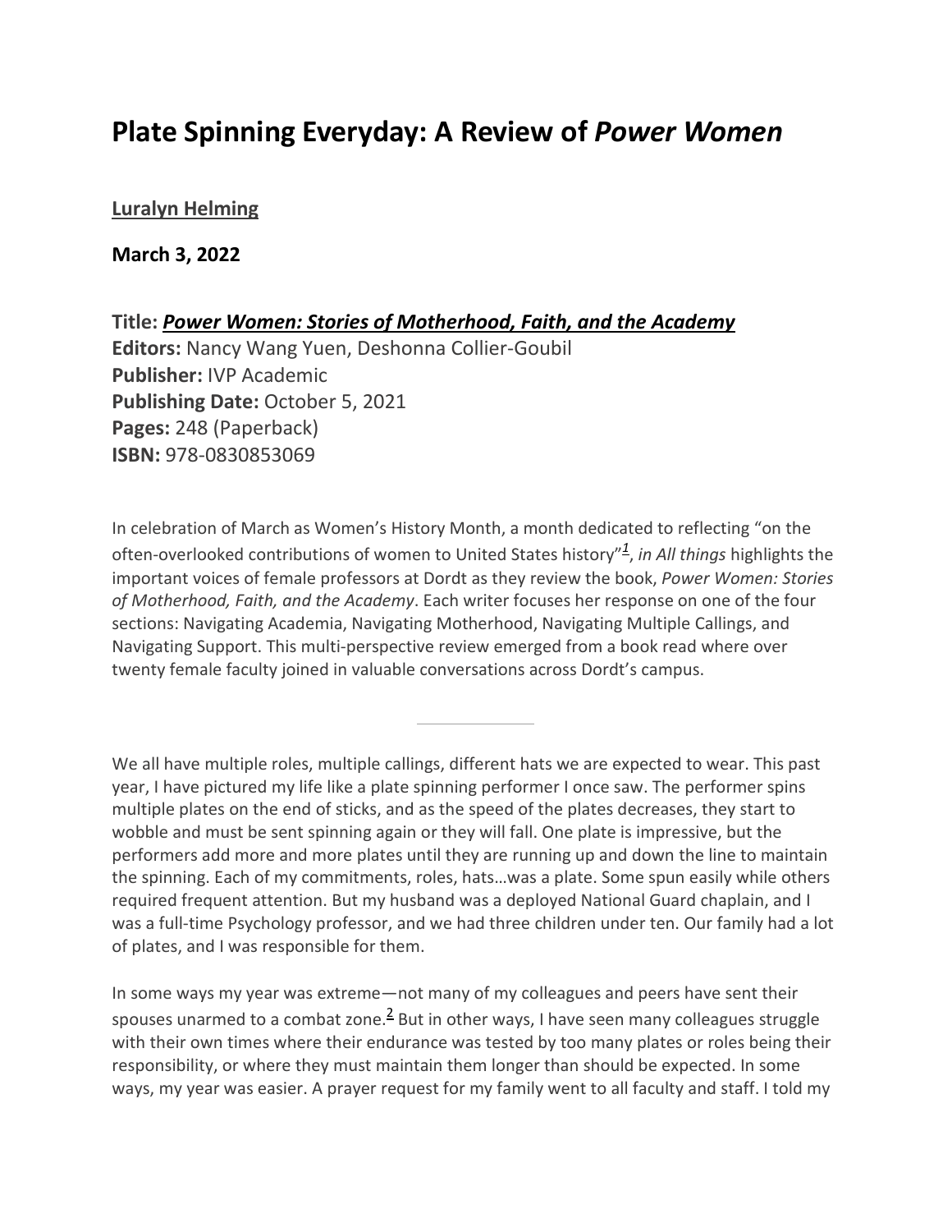# Plate Spinning Everyday: A Review of *Power Women*

**Luralyn Helming**

**March 3, 2022**

**Title: *Power Women: Stories of Motherhood, Faith, and the Academy***
**Editors:** Nancy Wang Yuen, Deshonna Collier-Goubil
**Publisher:** IVP Academic
**Publishing Date:** October 5, 2021
**Pages:** 248 (Paperback)
**ISBN:** 978-0830853069

In celebration of March as Women's History Month, a month dedicated to reflecting "on the often-overlooked contributions of women to United States history"[1], *in All things* highlights the important voices of female professors at Dordt as they review the book, *Power Women: Stories of Motherhood, Faith, and the Academy*. Each writer focuses her response on one of the four sections: Navigating Academia, Navigating Motherhood, Navigating Multiple Callings, and Navigating Support. This multi-perspective review emerged from a book read where over twenty female faculty joined in valuable conversations across Dordt's campus.

---

We all have multiple roles, multiple callings, different hats we are expected to wear. This past year, I have pictured my life like a plate spinning performer I once saw. The performer spins multiple plates on the end of sticks, and as the speed of the plates decreases, they start to wobble and must be sent spinning again or they will fall. One plate is impressive, but the performers add more and more plates until they are running up and down the line to maintain the spinning. Each of my commitments, roles, hats…was a plate. Some spun easily while others required frequent attention. But my husband was a deployed National Guard chaplain, and I was a full-time Psychology professor, and we had three children under ten. Our family had a lot of plates, and I was responsible for them.

In some ways my year was extreme—not many of my colleagues and peers have sent their spouses unarmed to a combat zone.[2] But in other ways, I have seen many colleagues struggle with their own times where their endurance was tested by too many plates or roles being their responsibility, or where they must maintain them longer than should be expected. In some ways, my year was easier. A prayer request for my family went to all faculty and staff. I told my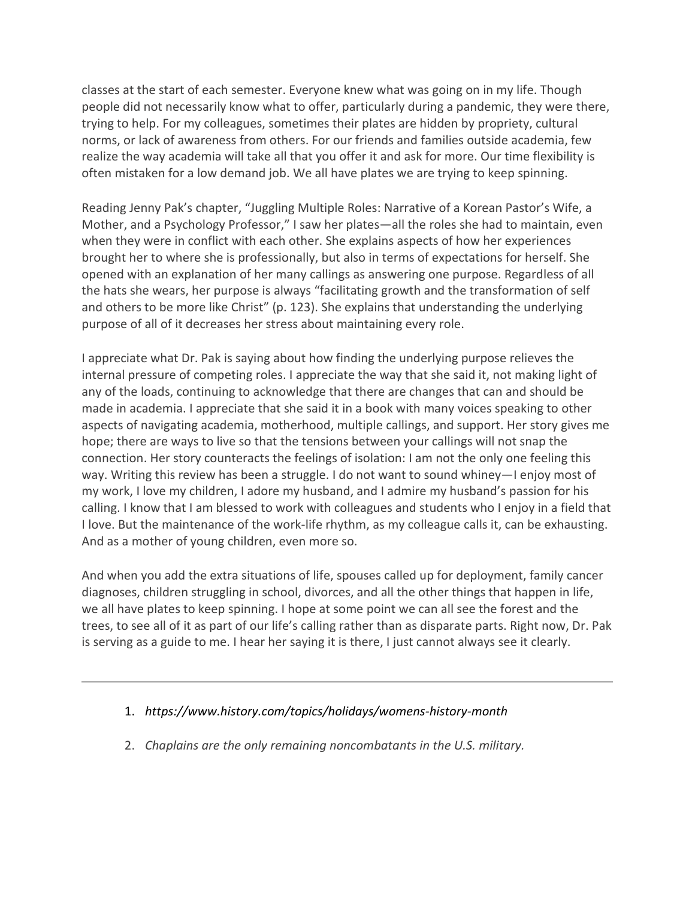classes at the start of each semester. Everyone knew what was going on in my life. Though people did not necessarily know what to offer, particularly during a pandemic, they were there, trying to help. For my colleagues, sometimes their plates are hidden by propriety, cultural norms, or lack of awareness from others. For our friends and families outside academia, few realize the way academia will take all that you offer it and ask for more. Our time flexibility is often mistaken for a low demand job. We all have plates we are trying to keep spinning.

Reading Jenny Pak's chapter, "Juggling Multiple Roles: Narrative of a Korean Pastor's Wife, a Mother, and a Psychology Professor," I saw her plates—all the roles she had to maintain, even when they were in conflict with each other. She explains aspects of how her experiences brought her to where she is professionally, but also in terms of expectations for herself. She opened with an explanation of her many callings as answering one purpose. Regardless of all the hats she wears, her purpose is always "facilitating growth and the transformation of self and others to be more like Christ" (p. 123). She explains that understanding the underlying purpose of all of it decreases her stress about maintaining every role.

I appreciate what Dr. Pak is saying about how finding the underlying purpose relieves the internal pressure of competing roles. I appreciate the way that she said it, not making light of any of the loads, continuing to acknowledge that there are changes that can and should be made in academia. I appreciate that she said it in a book with many voices speaking to other aspects of navigating academia, motherhood, multiple callings, and support. Her story gives me hope; there are ways to live so that the tensions between your callings will not snap the connection. Her story counteracts the feelings of isolation: I am not the only one feeling this way. Writing this review has been a struggle. I do not want to sound whiney—I enjoy most of my work, I love my children, I adore my husband, and I admire my husband's passion for his calling. I know that I am blessed to work with colleagues and students who I enjoy in a field that I love. But the maintenance of the work-life rhythm, as my colleague calls it, can be exhausting. And as a mother of young children, even more so.

And when you add the extra situations of life, spouses called up for deployment, family cancer diagnoses, children struggling in school, divorces, and all the other things that happen in life, we all have plates to keep spinning. I hope at some point we can all see the forest and the trees, to see all of it as part of our life's calling rather than as disparate parts. Right now, Dr. Pak is serving as a guide to me. I hear her saying it is there, I just cannot always see it clearly.

---

1. *https://www.history.com/topics/holidays/womens-history-month*
2. *Chaplains are the only remaining noncombatants in the U.S. military.*